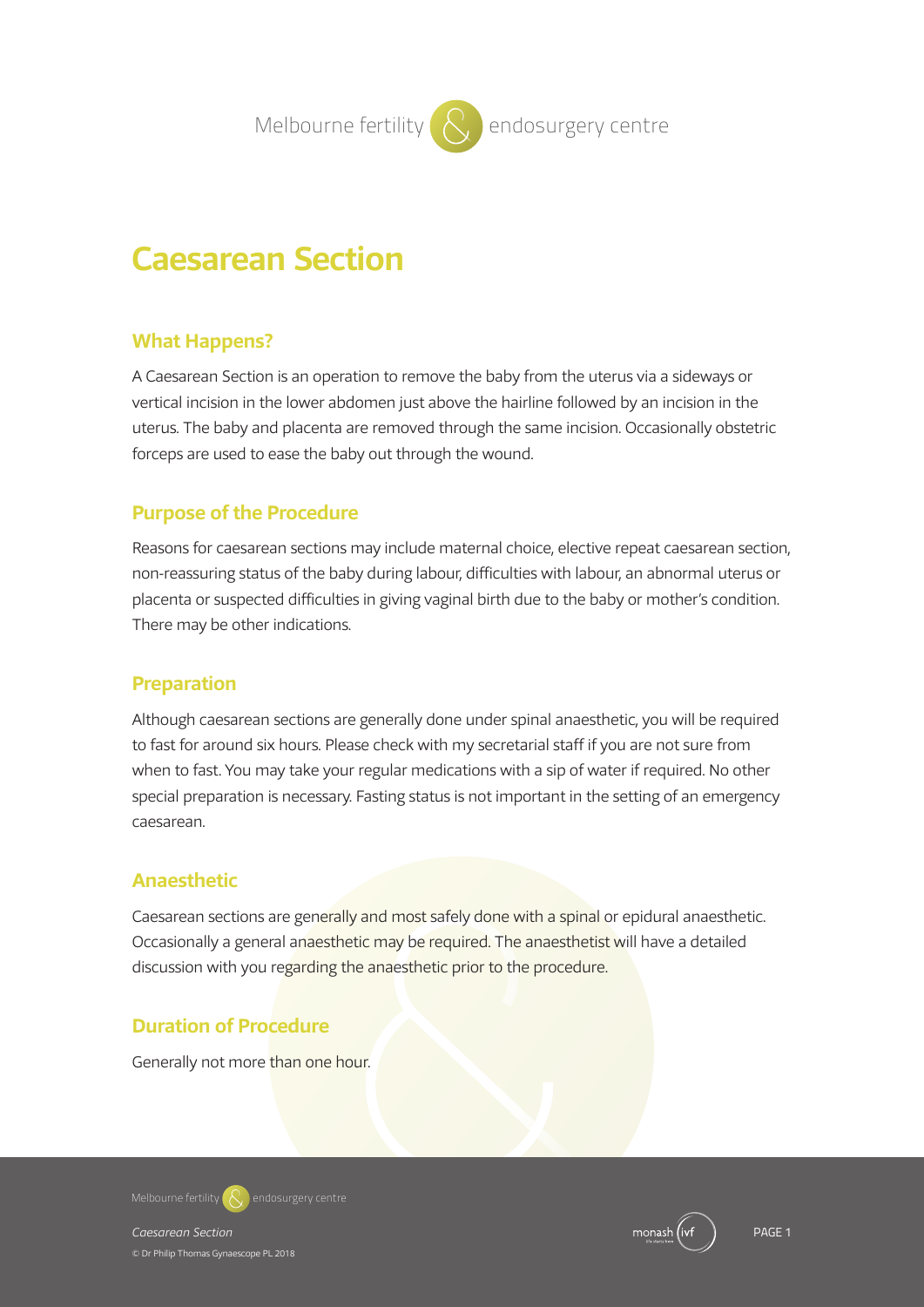# Caesarean Section

## What Happens?

A Caesarean Section is an operation to remove the baby from the uterus via a sideways or vertical incision in the lower abdomen just above the hairline followed by an incision in the uterus. The baby and placenta are removed through the same incision. Occasionally obstetric forceps are used to ease the baby out through the wound.

## Purpose of the Procedure

Reasons for caesarean sections may include maternal choice, elective repeat caesarean section, non-reassuring status of the baby during labour, difficulties with labour, an abnormal uterus or placenta or suspected difficulties in giving vaginal birth due to the baby or mother's condition. There may be other indications.

## Preparation

Although caesarean sections are generally done under spinal anaesthetic, you will be required to fast for around six hours. Please check with my secretarial staff if you are not sure from when to fast. You may take your regular medications with a sip of water if required. No other special preparation is necessary. Fasting status is not important in the setting of an emergency caesarean.

## Anaesthetic

Caesarean sections are generally and most safely done with a spinal or epidural anaesthetic. Occasionally a general anaesthetic may be required. The anaesthetist will have a detailed discussion with you regarding the anaesthetic prior to the procedure.

## Duration of Procedure

Generally not more than one hour.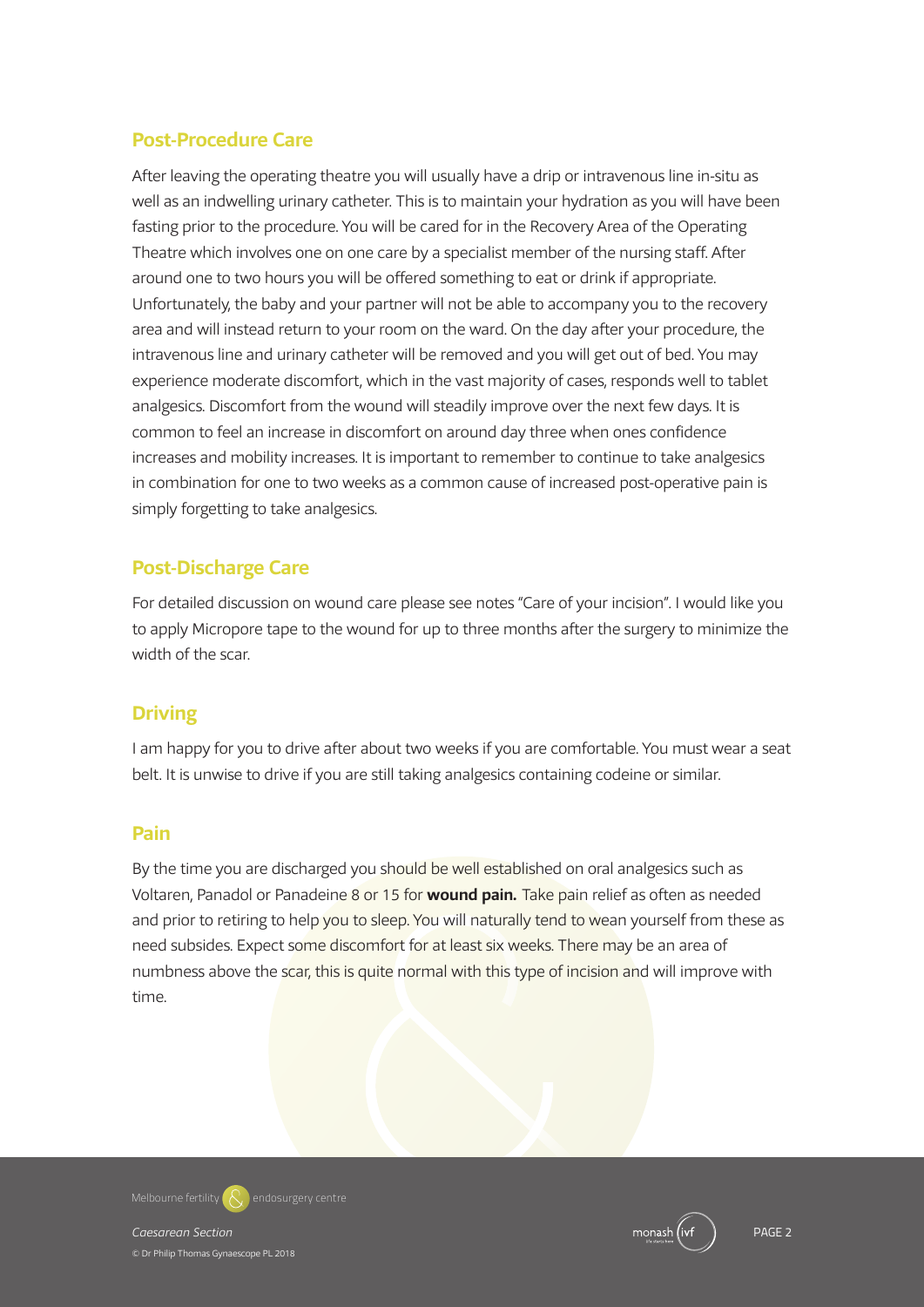## Post-Procedure Care

After leaving the operating theatre you will usually have a drip or intravenous line in-situ as well as an indwelling urinary catheter. This is to maintain your hydration as you will have been fasting prior to the procedure. You will be cared for in the Recovery Area of the Operating Theatre which involves one on one care by a specialist member of the nursing staff. After around one to two hours you will be offered something to eat or drink if appropriate. Unfortunately, the baby and your partner will not be able to accompany you to the recovery area and will instead return to your room on the ward. On the day after your procedure, the intravenous line and urinary catheter will be removed and you will get out of bed. You may experience moderate discomfort, which in the vast majority of cases, responds well to tablet analgesics. Discomfort from the wound will steadily improve over the next few days. It is common to feel an increase in discomfort on around day three when ones confidence increases and mobility increases. It is important to remember to continue to take analgesics in combination for one to two weeks as a common cause of increased post-operative pain is simply forgetting to take analgesics.

## Post-Discharge Care

For detailed discussion on wound care please see notes "Care of your incision". I would like you to apply Micropore tape to the wound for up to three months after the surgery to minimize the width of the scar.

## Driving

I am happy for you to drive after about two weeks if you are comfortable. You must wear a seat belt. It is unwise to drive if you are still taking analgesics containing codeine or similar.

## Pain

By the time you are discharged you should be well established on oral analgesics such as Voltaren, Panadol or Panadeine 8 or 15 for **wound pain.** Take pain relief as often as needed and prior to retiring to help you to sleep. You will naturally tend to wean yourself from these as need subsides. Expect some discomfort for at least six weeks. There may be an area of numbness above the scar, this is quite normal with this type of incision and will improve with time.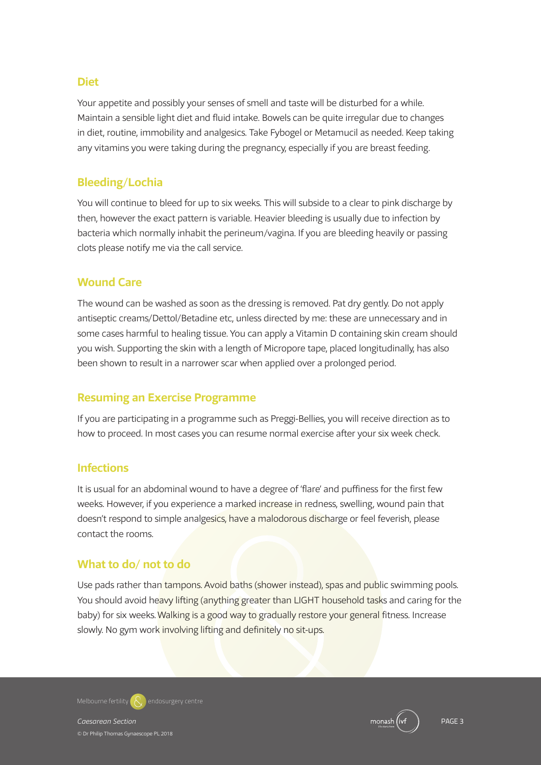## Diet

Your appetite and possibly your senses of smell and taste will be disturbed for a while. Maintain a sensible light diet and fluid intake. Bowels can be quite irregular due to changes in diet, routine, immobility and analgesics. Take Fybogel or Metamucil as needed. Keep taking any vitamins you were taking during the pregnancy, especially if you are breast feeding.

## Bleeding/Lochia

You will continue to bleed for up to six weeks. This will subside to a clear to pink discharge by then, however the exact pattern is variable. Heavier bleeding is usually due to infection by bacteria which normally inhabit the perineum/vagina. If you are bleeding heavily or passing clots please notify me via the call service.

## Wound Care

The wound can be washed as soon as the dressing is removed. Pat dry gently. Do not apply antiseptic creams/Dettol/Betadine etc, unless directed by me: these are unnecessary and in some cases harmful to healing tissue. You can apply a Vitamin D containing skin cream should you wish. Supporting the skin with a length of Micropore tape, placed longitudinally, has also been shown to result in a narrower scar when applied over a prolonged period.

## Resuming an Exercise Programme

If you are participating in a programme such as Preggi-Bellies, you will receive direction as to how to proceed. In most cases you can resume normal exercise after your six week check.

## Infections

It is usual for an abdominal wound to have a degree of 'flare' and puffiness for the first few weeks. However, if you experience a marked increase in redness, swelling, wound pain that doesn't respond to simple analgesics, have a malodorous discharge or feel feverish, please contact the rooms.

## What to do/ not to do

Use pads rather than tampons. Avoid baths (shower instead), spas and public swimming pools. You should avoid heavy lifting (anything greater than LIGHT household tasks and caring for the baby) for six weeks. Walking is a good way to gradually restore your general fitness. Increase slowly. No gym work involving lifting and definitely no sit-ups.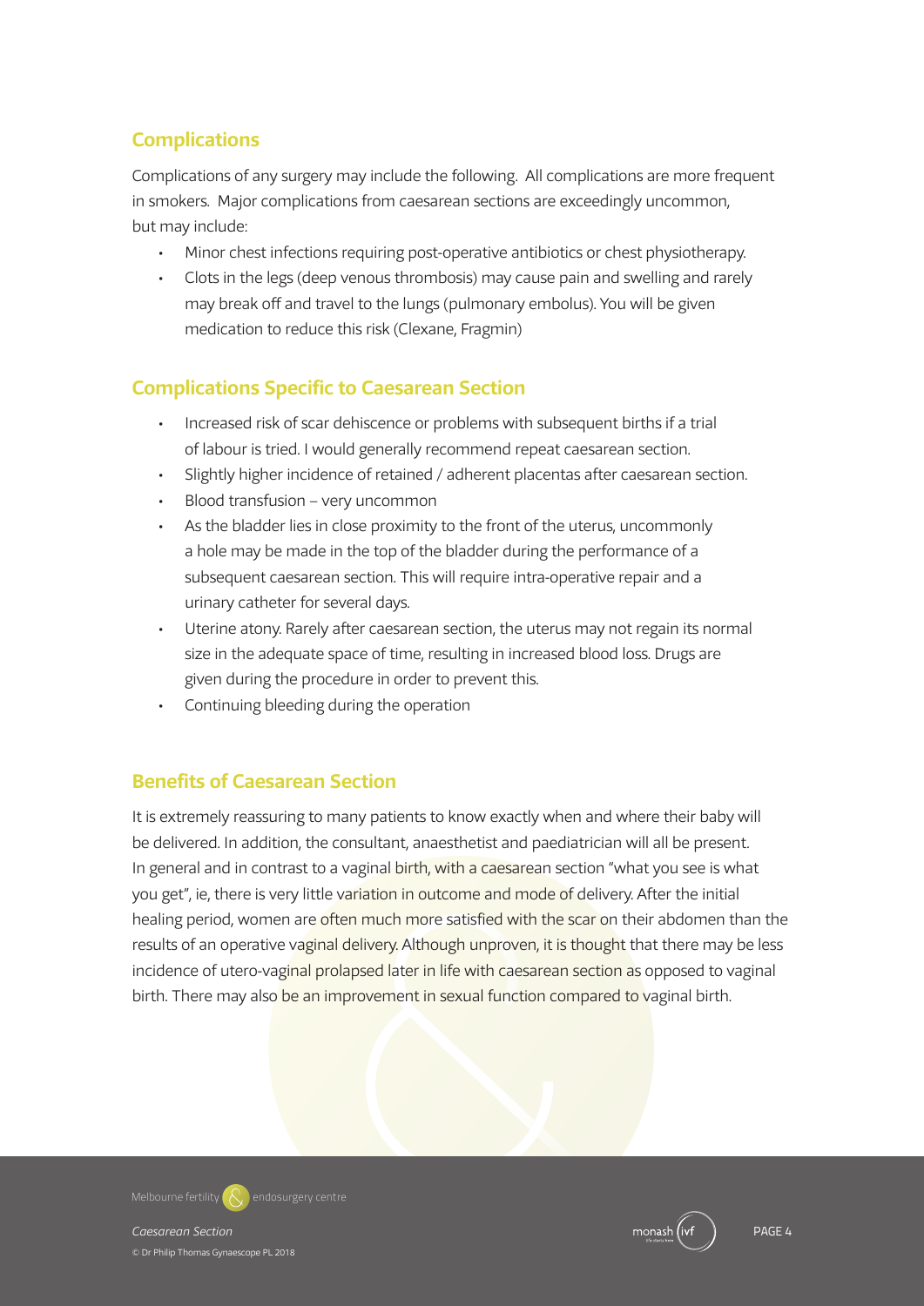## Complications

Complications of any surgery may include the following. All complications are more frequent in smokers. Major complications from caesarean sections are exceedingly uncommon, but may include:

- Minor chest infections requiring post-operative antibiotics or chest physiotherapy.
- Clots in the legs (deep venous thrombosis) may cause pain and swelling and rarely may break off and travel to the lungs (pulmonary embolus). You will be given medication to reduce this risk (Clexane, Fragmin)

## Complications Specific to Caesarean Section

- Increased risk of scar dehiscence or problems with subsequent births if a trial of labour is tried. I would generally recommend repeat caesarean section.
- Slightly higher incidence of retained / adherent placentas after caesarean section.
- Blood transfusion – very uncommon
- As the bladder lies in close proximity to the front of the uterus, uncommonly a hole may be made in the top of the bladder during the performance of a subsequent caesarean section. This will require intra-operative repair and a urinary catheter for several days.
- Uterine atony. Rarely after caesarean section, the uterus may not regain its normal size in the adequate space of time, resulting in increased blood loss. Drugs are given during the procedure in order to prevent this.
- Continuing bleeding during the operation

## Benefits of Caesarean Section

It is extremely reassuring to many patients to know exactly when and where their baby will be delivered. In addition, the consultant, anaesthetist and paediatrician will all be present. In general and in contrast to a vaginal birth, with a caesarean section "what you see is what you get", ie, there is very little variation in outcome and mode of delivery. After the initial healing period, women are often much more satisfied with the scar on their abdomen than the results of an operative vaginal delivery. Although unproven, it is thought that there may be less incidence of utero-vaginal prolapsed later in life with caesarean section as opposed to vaginal birth. There may also be an improvement in sexual function compared to vaginal birth.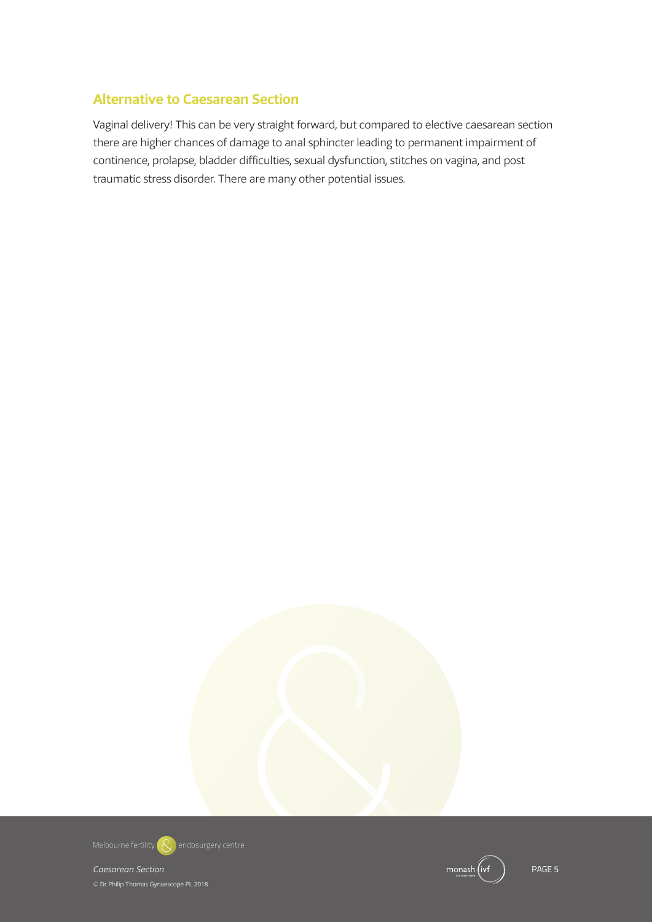## Alternative to Caesarean Section

Vaginal delivery! This can be very straight forward, but compared to elective caesarean section there are higher chances of damage to anal sphincter leading to permanent impairment of continence, prolapse, bladder difficulties, sexual dysfunction, stitches on vagina, and post traumatic stress disorder. There are many other potential issues.